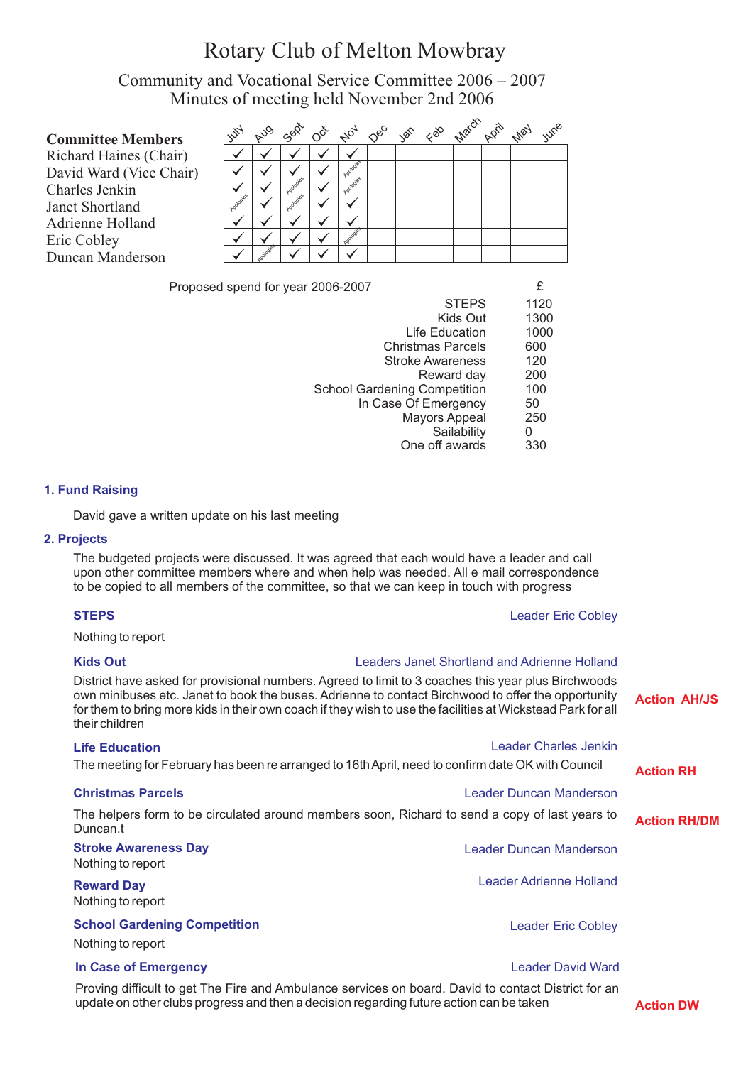# Rotary Club of Melton Mowbray

## Community and Vocational Service Committee 2006 – 2007
## Minutes of meeting held November 2nd 2006

| Committee Members | July | Aug | Sept | Oct | Nov | Dec | Jan | Feb | March | April | May | June |
|---|---|---|---|---|---|---|---|---|---|---|---|---|
| Richard Haines (Chair) | ✓ | ✓ | ✓ | ✓ | ✓ | | | | | | | |
| David Ward (Vice Chair) | ✓ | ✓ | ✓ | ✓ | Apologies | | | | | | | |
| Charles Jenkin | ✓ | ✓ | Apologies | ✓ | Apologies | | | | | | | |
| Janet Shortland | Apologies | ✓ | Apologies | ✓ | ✓ | | | | | | | |
| Adrienne Holland | ✓ | ✓ | ✓ | ✓ | ✓ | | | | | | | |
| Eric Cobley | ✓ | ✓ | ✓ | ✓ | Apologies | | | | | | | |
| Duncan Manderson | ✓ | Apologies | ✓ | ✓ | ✓ | | | | | | | |

| Proposed spend for year 2006-2007 | £ |
|---|---|
| STEPS | 1120 |
| Kids Out | 1300 |
| Life Education | 1000 |
| Christmas Parcels | 600 |
| Stroke Awareness | 120 |
| Reward day | 200 |
| School Gardening Competition | 100 |
| In Case Of Emergency | 50 |
| Mayors Appeal | 250 |
| Sailability | 0 |
| One off awards | 330 |

### 1. Fund Raising

David gave a written update on his last meeting

### 2. Projects

The budgeted projects were discussed. It was agreed that each would have a leader and call upon other committee members where and when help was needed. All e mail correspondence to be copied to all members of the committee, so that we can keep in touch with progress

**STEPS** — Leader Eric Cobley

Nothing to report

**Kids Out** — Leaders Janet Shortland and Adrienne Holland

District have asked for provisional numbers. Agreed to limit to 3 coaches this year plus Birchwoods own minibuses etc. Janet to book the buses. Adrienne to contact Birchwood to offer the opportunity for them to bring more kids in their own coach if they wish to use the facilities at Wickstead Park for all their children — **Action AH/JS**

**Life Education** — Leader Charles Jenkin

The meeting for February has been re arranged to 16th April, need to confirm date OK with Council — **Action RH**

**Christmas Parcels** — Leader Duncan Manderson

The helpers form to be circulated around members soon, Richard to send a copy of last years to Duncan.t — **Action RH/DM**

**Stroke Awareness Day** — Leader Duncan Manderson

Nothing to report

**Reward Day** — Leader Adrienne Holland

Nothing to report

**School Gardening Competition** — Leader Eric Cobley

Nothing to report

**In Case of Emergency** — Leader David Ward

Proving difficult to get The Fire and Ambulance services on board. David to contact District for an update on other clubs progress and then a decision regarding future action can be taken — **Action DW**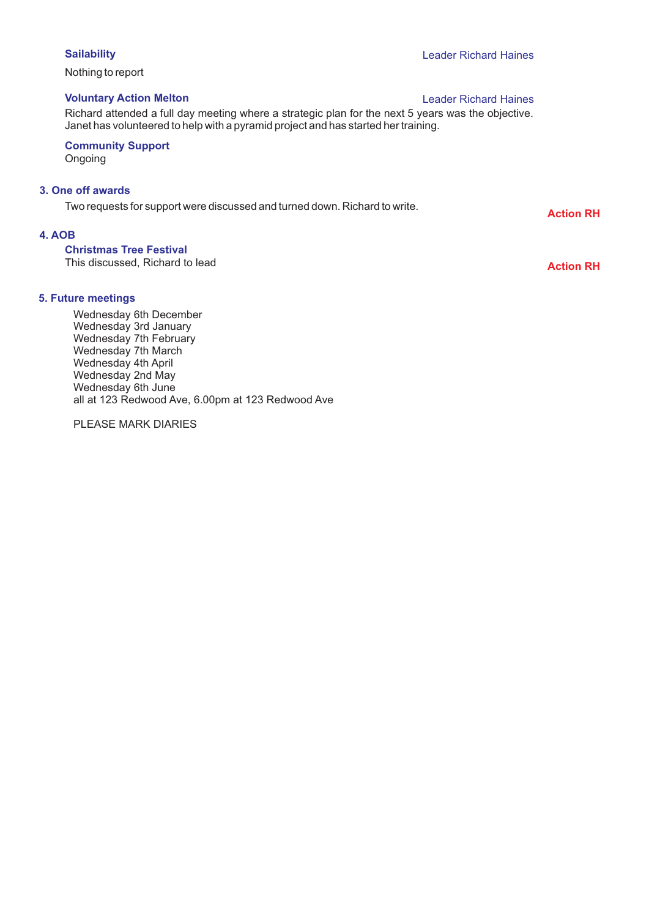### Sailability

Leader Richard Haines

Nothing to report

### Voluntary Action Melton

Leader Richard Haines

Richard attended a full day meeting where a strategic plan for the next 5 years was the objective. Janet has volunteered to help with a pyramid project and has started her training.

### Community Support

Ongoing

## 3. One off awards

Two requests for support were discussed and turned down. Richard to write.

**Action RH**

## 4. AOB

### Christmas Tree Festival

This discussed, Richard to lead

**Action RH**

## 5. Future meetings

Wednesday 6th December
Wednesday 3rd January
Wednesday 7th February
Wednesday 7th March
Wednesday 4th April
Wednesday 2nd May
Wednesday 6th June
all at 123 Redwood Ave, 6.00pm at 123 Redwood Ave

PLEASE MARK DIARIES